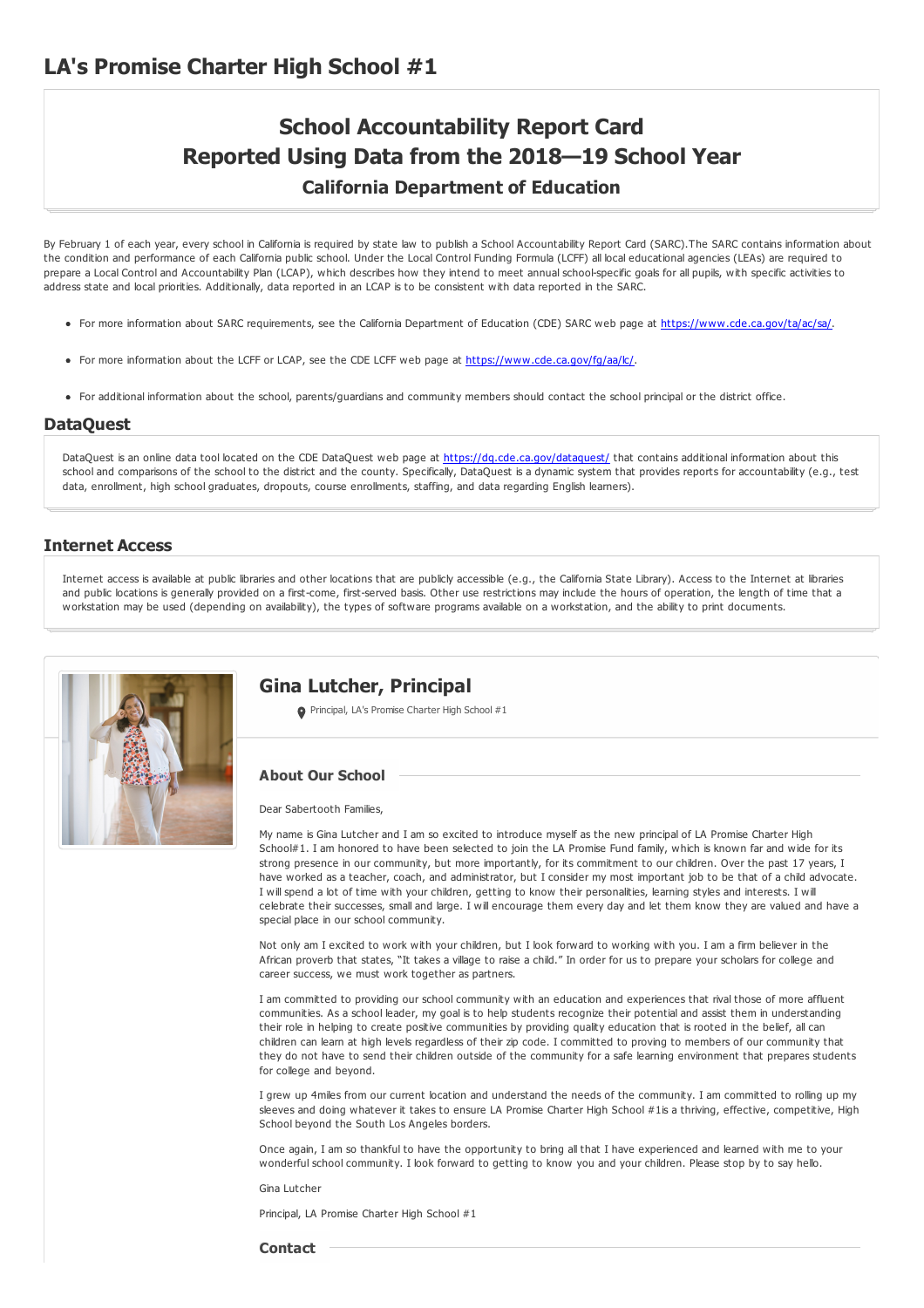# LA's Promise Charter High School #1

## School Accountability Report Card
## Reported Using Data from the 2018—19 School Year
### California Department of Education

By February 1 of each year, every school in California is required by state law to publish a School Accountability Report Card (SARC).The SARC contains information about the condition and performance of each California public school. Under the Local Control Funding Formula (LCFF) all local educational agencies (LEAs) are required to prepare a Local Control and Accountability Plan (LCAP), which describes how they intend to meet annual school-specific goals for all pupils, with specific activities to address state and local priorities. Additionally, data reported in an LCAP is to be consistent with data reported in the SARC.

- For more information about SARC requirements, see the California Department of Education (CDE) SARC web page at https://www.cde.ca.gov/ta/ac/sa/.
- For more information about the LCFF or LCAP, see the CDE LCFF web page at https://www.cde.ca.gov/fg/aa/lc/.
- For additional information about the school, parents/guardians and community members should contact the school principal or the district office.

## DataQuest

DataQuest is an online data tool located on the CDE DataQuest web page at https://dq.cde.ca.gov/dataquest/ that contains additional information about this school and comparisons of the school to the district and the county. Specifically, DataQuest is a dynamic system that provides reports for accountability (e.g., test data, enrollment, high school graduates, dropouts, course enrollments, staffing, and data regarding English learners).

## Internet Access

Internet access is available at public libraries and other locations that are publicly accessible (e.g., the California State Library). Access to the Internet at libraries and public locations is generally provided on a first-come, first-served basis. Other use restrictions may include the hours of operation, the length of time that a workstation may be used (depending on availability), the types of software programs available on a workstation, and the ability to print documents.

## Gina Lutcher, Principal

Principal, LA's Promise Charter High School #1

### About Our School

Dear Sabertooth Families,

My name is Gina Lutcher and I am so excited to introduce myself as the new principal of LA Promise Charter High School#1. I am honored to have been selected to join the LA Promise Fund family, which is known far and wide for its strong presence in our community, but more importantly, for its commitment to our children. Over the past 17 years, I have worked as a teacher, coach, and administrator, but I consider my most important job to be that of a child advocate. I will spend a lot of time with your children, getting to know their personalities, learning styles and interests. I will celebrate their successes, small and large. I will encourage them every day and let them know they are valued and have a special place in our school community.

Not only am I excited to work with your children, but I look forward to working with you. I am a firm believer in the African proverb that states, "It takes a village to raise a child." In order for us to prepare your scholars for college and career success, we must work together as partners.

I am committed to providing our school community with an education and experiences that rival those of more affluent communities. As a school leader, my goal is to help students recognize their potential and assist them in understanding their role in helping to create positive communities by providing quality education that is rooted in the belief, all can children can learn at high levels regardless of their zip code. I committed to proving to members of our community that they do not have to send their children outside of the community for a safe learning environment that prepares students for college and beyond.

I grew up 4miles from our current location and understand the needs of the community. I am committed to rolling up my sleeves and doing whatever it takes to ensure LA Promise Charter High School #1is a thriving, effective, competitive, High School beyond the South Los Angeles borders.

Once again, I am so thankful to have the opportunity to bring all that I have experienced and learned with me to your wonderful school community. I look forward to getting to know you and your children. Please stop by to say hello.

Gina Lutcher

Principal, LA Promise Charter High School #1

### Contact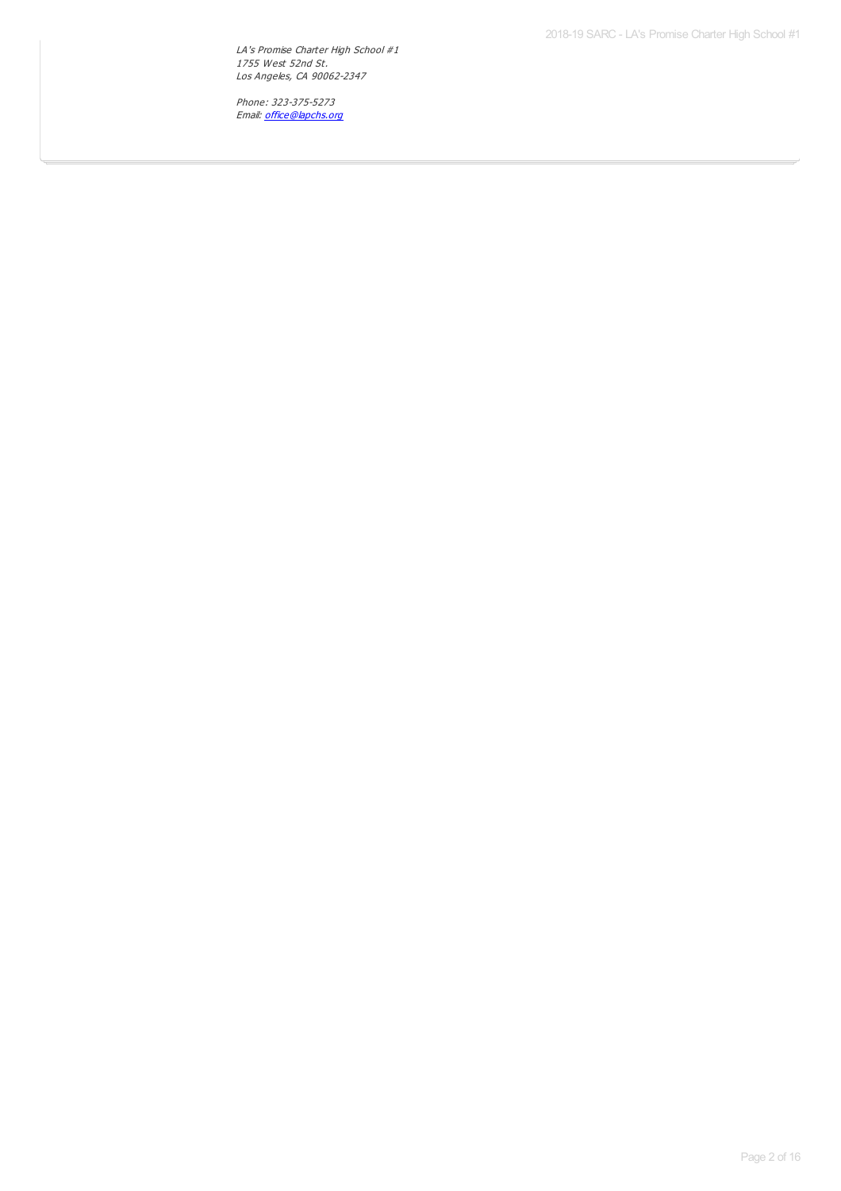*LA's Promise Charter High School #1*
*1755 West 52nd St.*
*Los Angeles, CA 90062-2347*

*Phone: 323-375-5273*
*Email: [office@lapchs.org](mailto:office@lapchs.org)*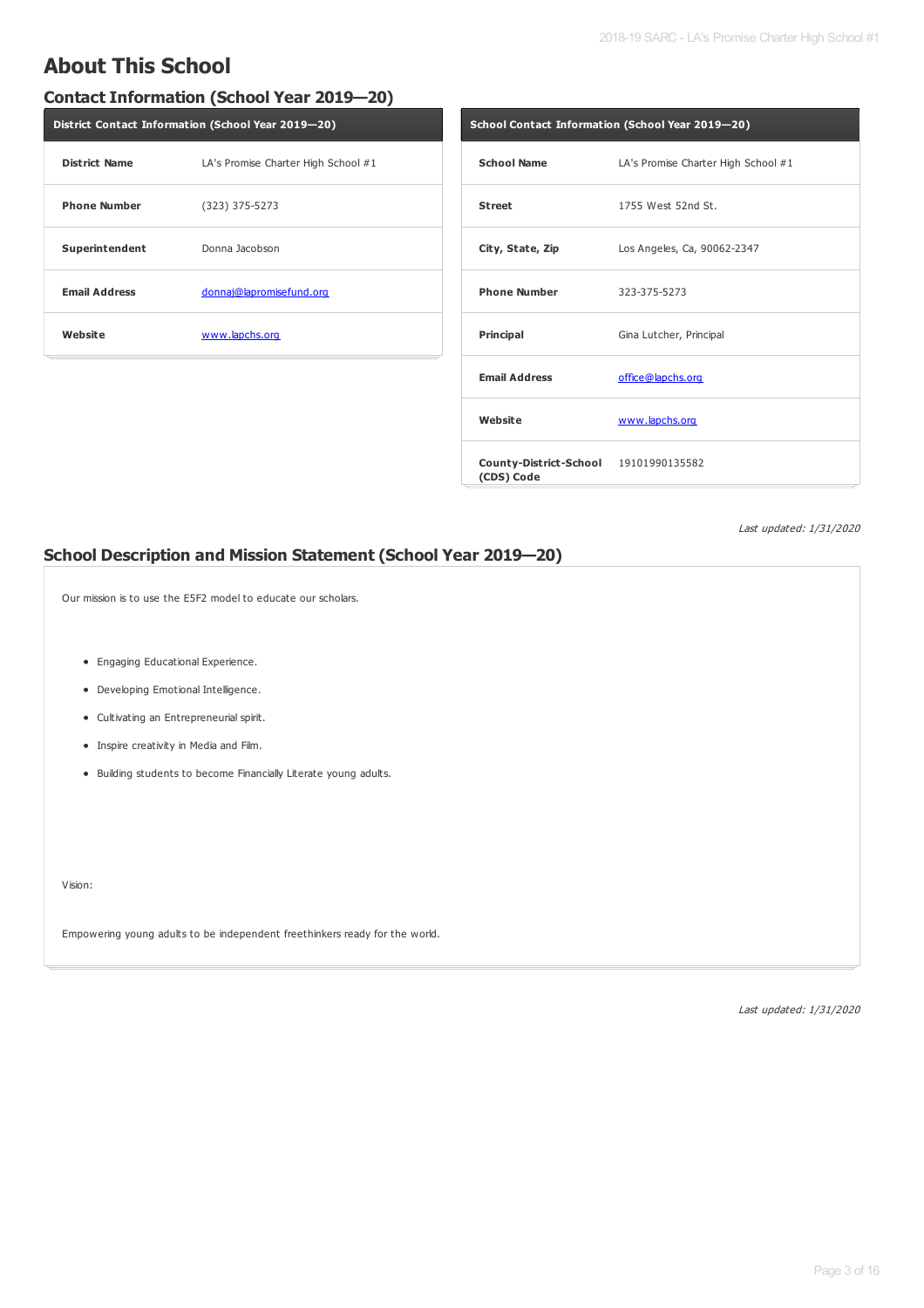# About This School

## Contact Information (School Year 2019—20)

| District Contact Information (School Year 2019—20) | |
|---|---|
| **District Name** | LA's Promise Charter High School #1 |
| **Phone Number** | (323) 375-5273 |
| **Superintendent** | Donna Jacobson |
| **Email Address** | donnaj@lapromisefund.org |
| **Website** | www.lapchs.org |

| School Contact Information (School Year 2019—20) | |
|---|---|
| **School Name** | LA's Promise Charter High School #1 |
| **Street** | 1755 West 52nd St. |
| **City, State, Zip** | Los Angeles, Ca, 90062-2347 |
| **Phone Number** | 323-375-5273 |
| **Principal** | Gina Lutcher, Principal |
| **Email Address** | office@lapchs.org |
| **Website** | www.lapchs.org |
| **County-District-School (CDS) Code** | 19101990135582 |

*Last updated: 1/31/2020*

## School Description and Mission Statement (School Year 2019—20)

Our mission is to use the E5F2 model to educate our scholars.

- Engaging Educational Experience.
- Developing Emotional Intelligence.
- Cultivating an Entrepreneurial spirit.
- Inspire creativity in Media and Film.
- Building students to become Financially Literate young adults.

Vision:

Empowering young adults to be independent freethinkers ready for the world.

*Last updated: 1/31/2020*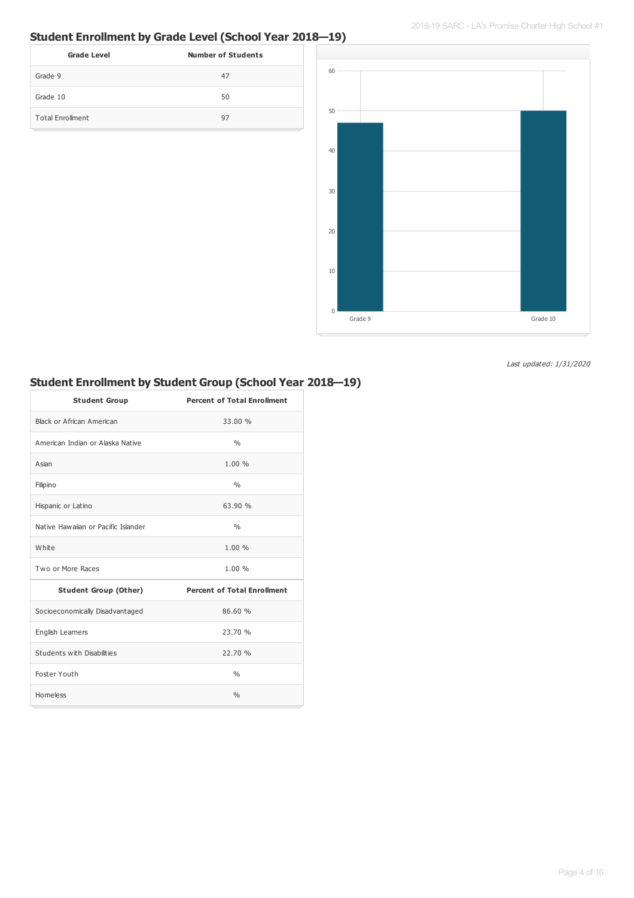## Student Enrollment by Grade Level (School Year 2018—19)

| Grade Level | Number of Students |
|---|---|
| Grade 9 | 47 |
| Grade 10 | 50 |
| Total Enrollment | 97 |

*Last updated: 1/31/2020*

## Student Enrollment by Student Group (School Year 2018—19)

| Student Group | Percent of Total Enrollment |
|---|---|
| Black or African American | 33.00 % |
| American Indian or Alaska Native | % |
| Asian | 1.00 % |
| Filipino | % |
| Hispanic or Latino | 63.90 % |
| Native Hawaiian or Pacific Islander | % |
| White | 1.00 % |
| Two or More Races | 1.00 % |
| **Student Group (Other)** | **Percent of Total Enrollment** |
| Socioeconomically Disadvantaged | 86.60 % |
| English Learners | 23.70 % |
| Students with Disabilities | 22.70 % |
| Foster Youth | % |
| Homeless | % |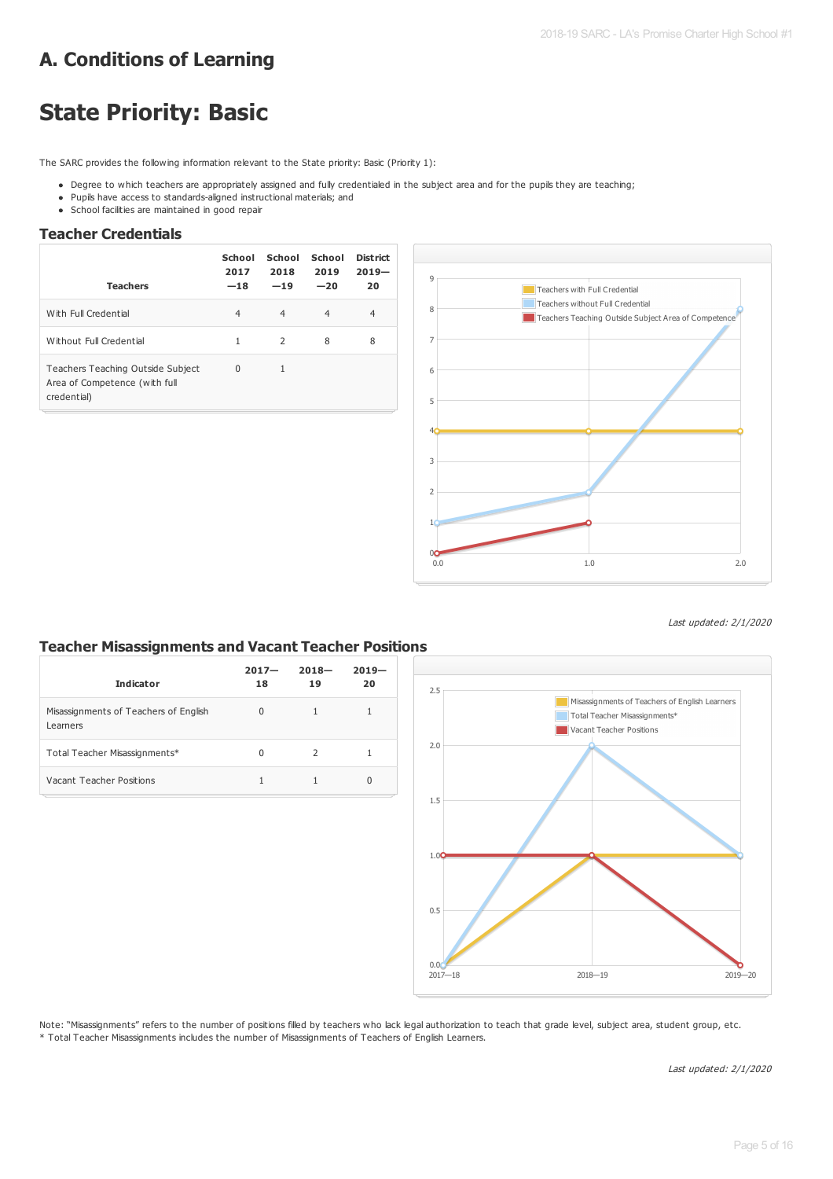## A. Conditions of Learning

# State Priority: Basic

The SARC provides the following information relevant to the State priority: Basic (Priority 1):

- Degree to which teachers are appropriately assigned and fully credentialed in the subject area and for the pupils they are teaching;
- Pupils have access to standards-aligned instructional materials; and
- School facilities are maintained in good repair

### Teacher Credentials

| Teachers | School 2017—18 | School 2018—19 | School 2019—20 | District 2019—20 |
|---|---|---|---|---|
| With Full Credential | 4 | 4 | 4 | 4 |
| Without Full Credential | 1 | 2 | 8 | 8 |
| Teachers Teaching Outside Subject Area of Competence (with full credential) | 0 | 1 | | |

*Last updated: 2/1/2020*

### Teacher Misassignments and Vacant Teacher Positions

| Indicator | 2017—18 | 2018—19 | 2019—20 |
|---|---|---|---|
| Misassignments of Teachers of English Learners | 0 | 1 | 1 |
| Total Teacher Misassignments* | 0 | 2 | 1 |
| Vacant Teacher Positions | 1 | 1 | 0 |

Note: "Misassignments" refers to the number of positions filled by teachers who lack legal authorization to teach that grade level, subject area, student group, etc.
* Total Teacher Misassignments includes the number of Misassignments of Teachers of English Learners.

*Last updated: 2/1/2020*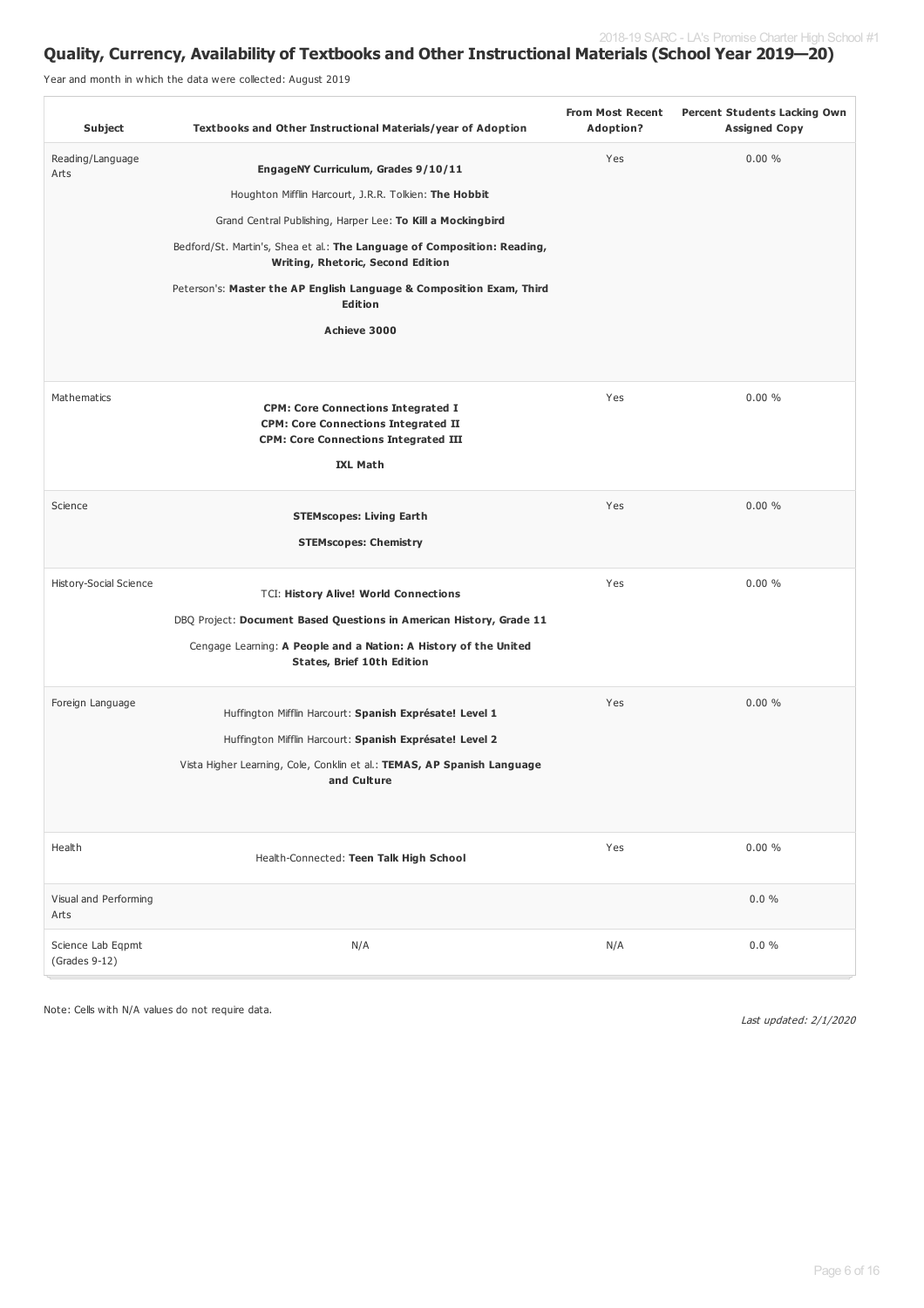## Quality, Currency, Availability of Textbooks and Other Instructional Materials (School Year 2019—20)

Year and month in which the data were collected: August 2019

| Subject | Textbooks and Other Instructional Materials/year of Adoption | From Most Recent Adoption? | Percent Students Lacking Own Assigned Copy |
|---|---|---|---|
| Reading/Language Arts | **EngageNY Curriculum, Grades 9/10/11**<br>Houghton Mifflin Harcourt, J.R.R. Tolkien: **The Hobbit**<br>Grand Central Publishing, Harper Lee: **To Kill a Mockingbird**<br>Bedford/St. Martin's, Shea et al.: **The Language of Composition: Reading, Writing, Rhetoric, Second Edition**<br>Peterson's: **Master the AP English Language & Composition Exam, Third Edition**<br>**Achieve 3000** | Yes | 0.00 % |
| Mathematics | **CPM: Core Connections Integrated I**<br>**CPM: Core Connections Integrated II**<br>**CPM: Core Connections Integrated III**<br>**IXL Math** | Yes | 0.00 % |
| Science | **STEMscopes: Living Earth**<br>**STEMscopes: Chemistry** | Yes | 0.00 % |
| History-Social Science | TCI: **History Alive! World Connections**<br>DBQ Project: **Document Based Questions in American History, Grade 11**<br>Cengage Learning: **A People and a Nation: A History of the United States, Brief 10th Edition** | Yes | 0.00 % |
| Foreign Language | Huffington Mifflin Harcourt: **Spanish Exprésate! Level 1**<br>Huffington Mifflin Harcourt: **Spanish Exprésate! Level 2**<br>Vista Higher Learning, Cole, Conklin et al.: **TEMAS, AP Spanish Language and Culture** | Yes | 0.00 % |
| Health | Health-Connected: **Teen Talk High School** | Yes | 0.00 % |
| Visual and Performing Arts | | | 0.0 % |
| Science Lab Eqpmt (Grades 9-12) | N/A | N/A | 0.0 % |

Note: Cells with N/A values do not require data.

*Last updated: 2/1/2020*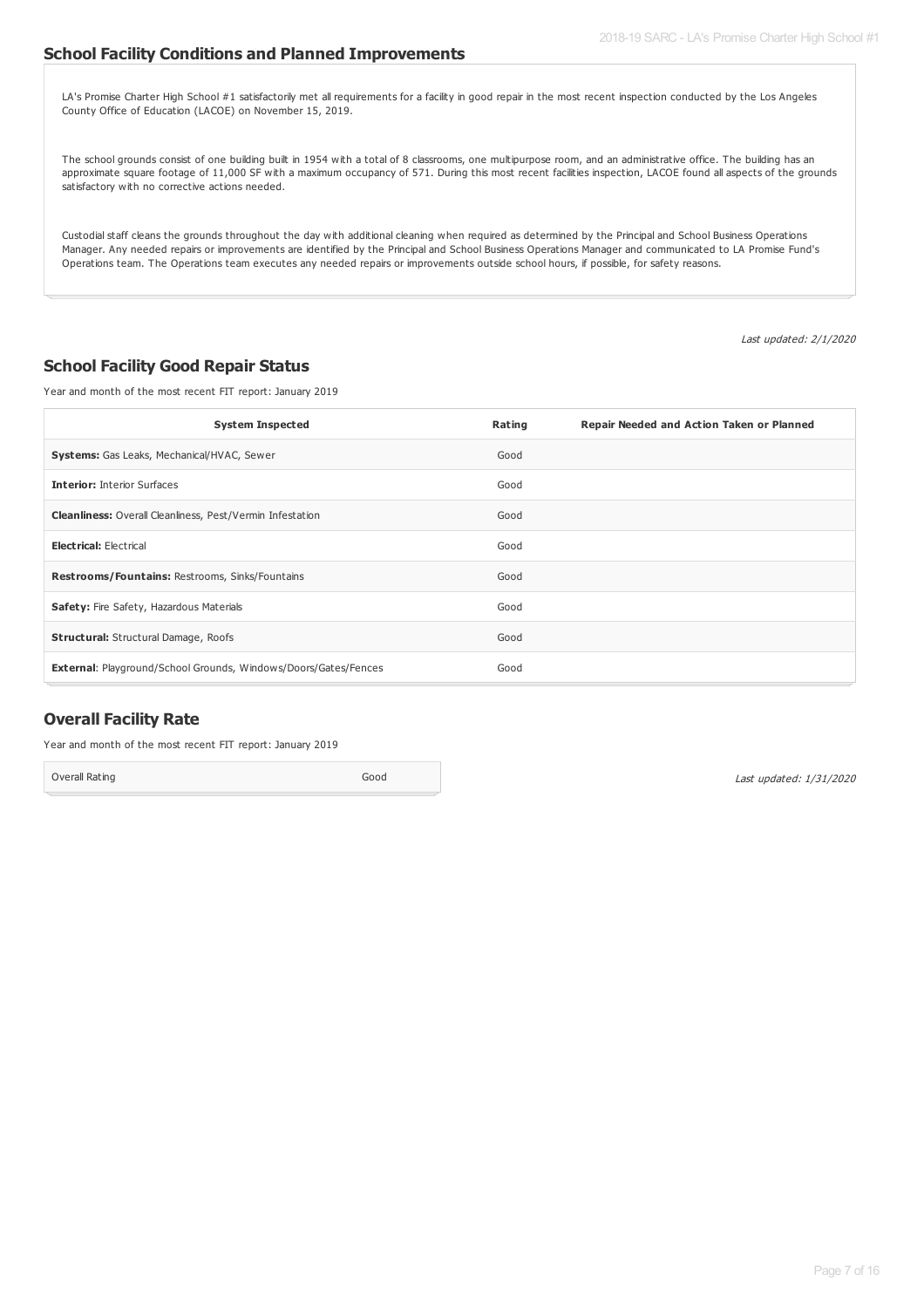## School Facility Conditions and Planned Improvements

LA's Promise Charter High School #1 satisfactorily met all requirements for a facility in good repair in the most recent inspection conducted by the Los Angeles County Office of Education (LACOE) on November 15, 2019.

The school grounds consist of one building built in 1954 with a total of 8 classrooms, one multipurpose room, and an administrative office. The building has an approximate square footage of 11,000 SF with a maximum occupancy of 571. During this most recent facilities inspection, LACOE found all aspects of the grounds satisfactory with no corrective actions needed.

Custodial staff cleans the grounds throughout the day with additional cleaning when required as determined by the Principal and School Business Operations Manager. Any needed repairs or improvements are identified by the Principal and School Business Operations Manager and communicated to LA Promise Fund's Operations team. The Operations team executes any needed repairs or improvements outside school hours, if possible, for safety reasons.

*Last updated: 2/1/2020*

## School Facility Good Repair Status

Year and month of the most recent FIT report: January 2019

| System Inspected | Rating | Repair Needed and Action Taken or Planned |
| --- | --- | --- |
| **Systems:** Gas Leaks, Mechanical/HVAC, Sewer | Good | |
| **Interior:** Interior Surfaces | Good | |
| **Cleanliness:** Overall Cleanliness, Pest/Vermin Infestation | Good | |
| **Electrical:** Electrical | Good | |
| **Restrooms/Fountains:** Restrooms, Sinks/Fountains | Good | |
| **Safety:** Fire Safety, Hazardous Materials | Good | |
| **Structural:** Structural Damage, Roofs | Good | |
| **External**: Playground/School Grounds, Windows/Doors/Gates/Fences | Good | |

## Overall Facility Rate

Year and month of the most recent FIT report: January 2019

| Overall Rating | Good |
| --- | --- |

*Last updated: 1/31/2020*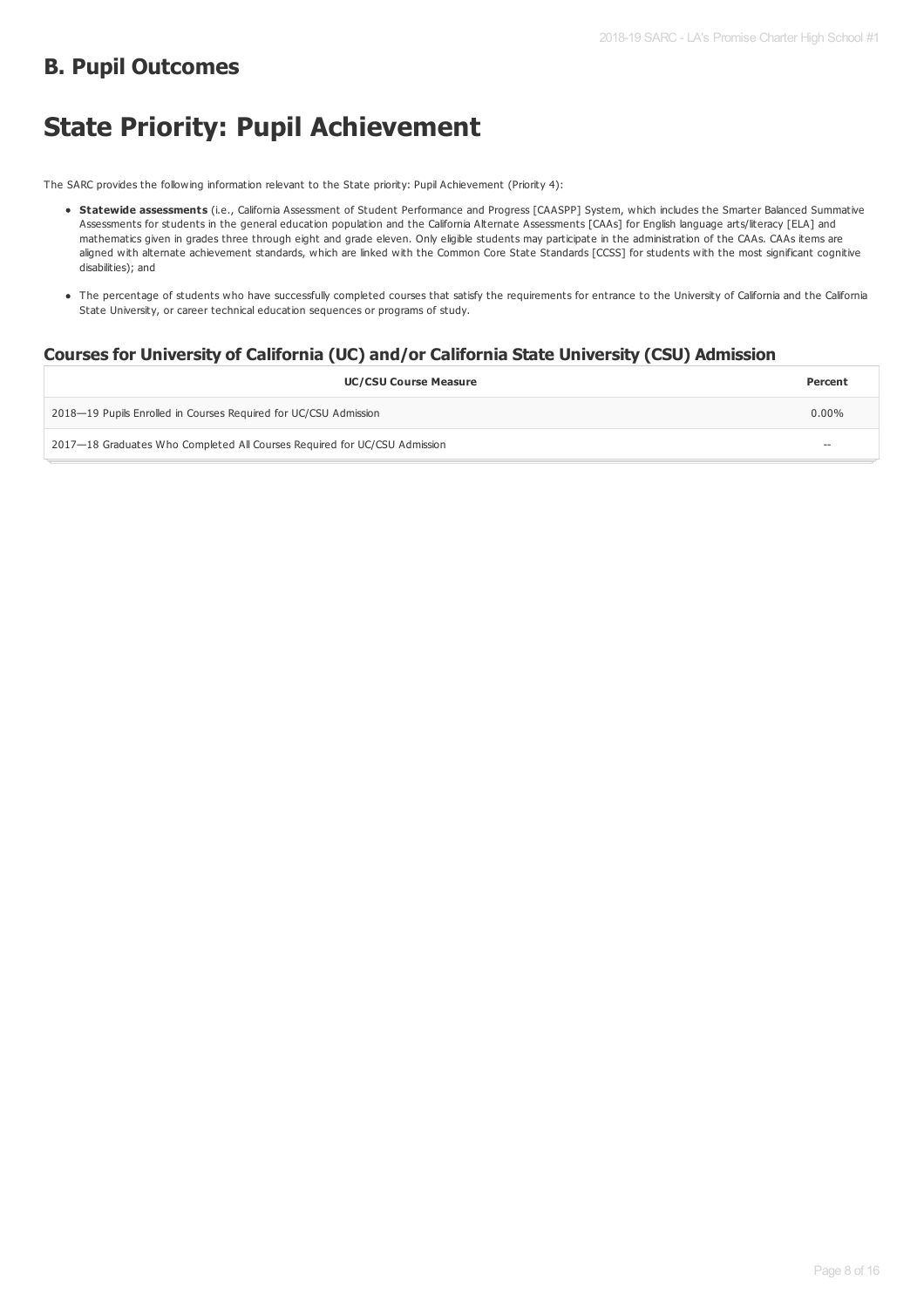## B. Pupil Outcomes

# State Priority: Pupil Achievement

The SARC provides the following information relevant to the State priority: Pupil Achievement (Priority 4):

- **Statewide assessments** (i.e., California Assessment of Student Performance and Progress [CAASPP] System, which includes the Smarter Balanced Summative Assessments for students in the general education population and the California Alternate Assessments [CAAs] for English language arts/literacy [ELA] and mathematics given in grades three through eight and grade eleven. Only eligible students may participate in the administration of the CAAs. CAAs items are aligned with alternate achievement standards, which are linked with the Common Core State Standards [CCSS] for students with the most significant cognitive disabilities); and
- The percentage of students who have successfully completed courses that satisfy the requirements for entrance to the University of California and the California State University, or career technical education sequences or programs of study.

### Courses for University of California (UC) and/or California State University (CSU) Admission

| UC/CSU Course Measure | Percent |
|---|---|
| 2018—19 Pupils Enrolled in Courses Required for UC/CSU Admission | 0.00% |
| 2017—18 Graduates Who Completed All Courses Required for UC/CSU Admission | -- |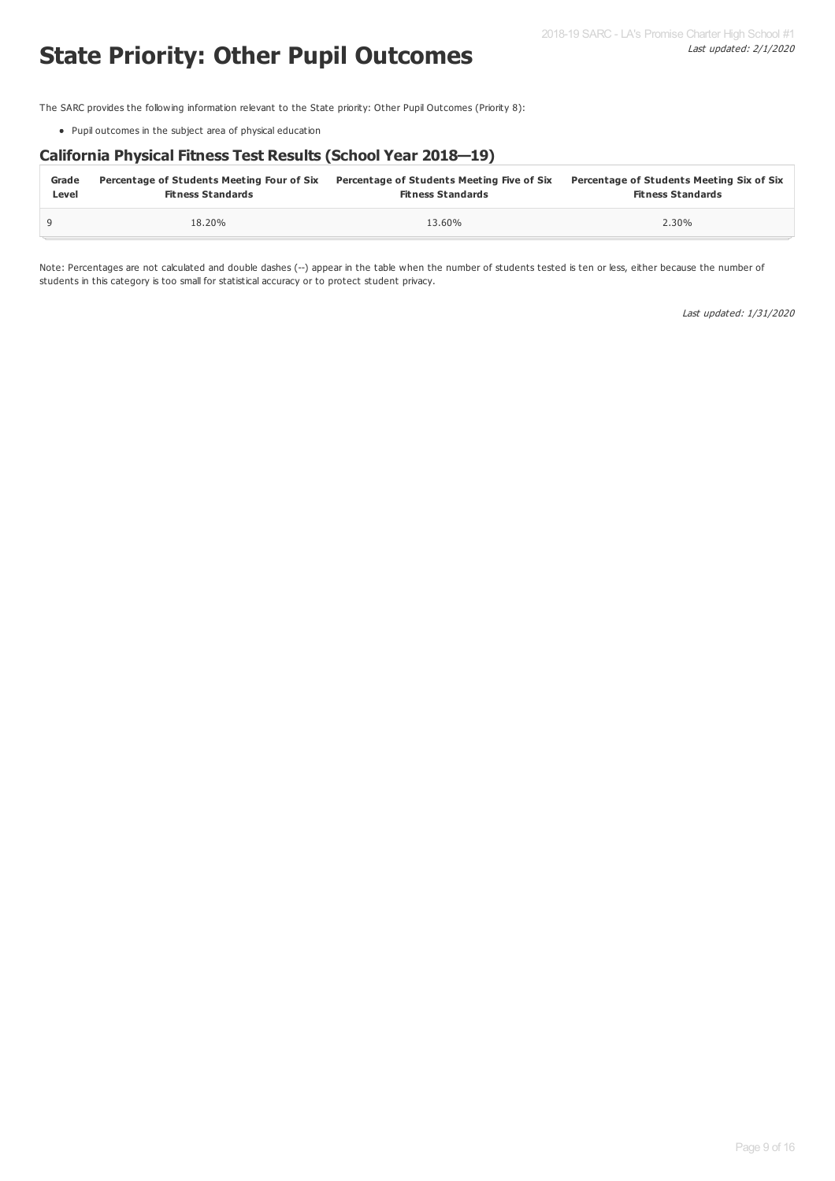# State Priority: Other Pupil Outcomes

The SARC provides the following information relevant to the State priority: Other Pupil Outcomes (Priority 8):

- Pupil outcomes in the subject area of physical education

## California Physical Fitness Test Results (School Year 2018—19)

| Grade Level | Percentage of Students Meeting Four of Six Fitness Standards | Percentage of Students Meeting Five of Six Fitness Standards | Percentage of Students Meeting Six of Six Fitness Standards |
|---|---|---|---|
| 9 | 18.20% | 13.60% | 2.30% |

Note: Percentages are not calculated and double dashes (--) appear in the table when the number of students tested is ten or less, either because the number of students in this category is too small for statistical accuracy or to protect student privacy.

*Last updated: 1/31/2020*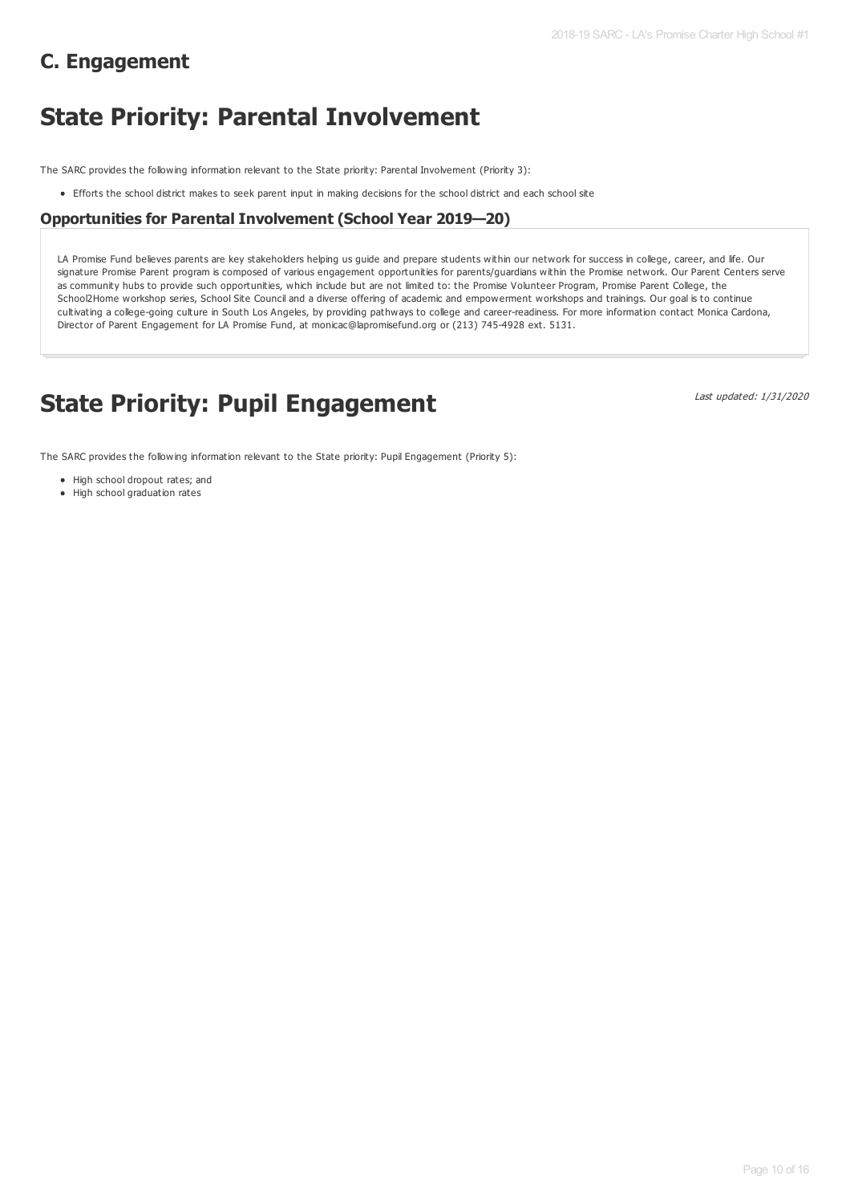## C. Engagement

# State Priority: Parental Involvement

The SARC provides the following information relevant to the State priority: Parental Involvement (Priority 3):

- Efforts the school district makes to seek parent input in making decisions for the school district and each school site

### Opportunities for Parental Involvement (School Year 2019—20)

LA Promise Fund believes parents are key stakeholders helping us guide and prepare students within our network for success in college, career, and life. Our signature Promise Parent program is composed of various engagement opportunities for parents/guardians within the Promise network. Our Parent Centers serve as community hubs to provide such opportunities, which include but are not limited to: the Promise Volunteer Program, Promise Parent College, the School2Home workshop series, School Site Council and a diverse offering of academic and empowerment workshops and trainings. Our goal is to continue cultivating a college-going culture in South Los Angeles, by providing pathways to college and career-readiness. For more information contact Monica Cardona, Director of Parent Engagement for LA Promise Fund, at monicac@lapromisefund.org or (213) 745-4928 ext. 5131.

# State Priority: Pupil Engagement

*Last updated: 1/31/2020*

The SARC provides the following information relevant to the State priority: Pupil Engagement (Priority 5):

- High school dropout rates; and
- High school graduation rates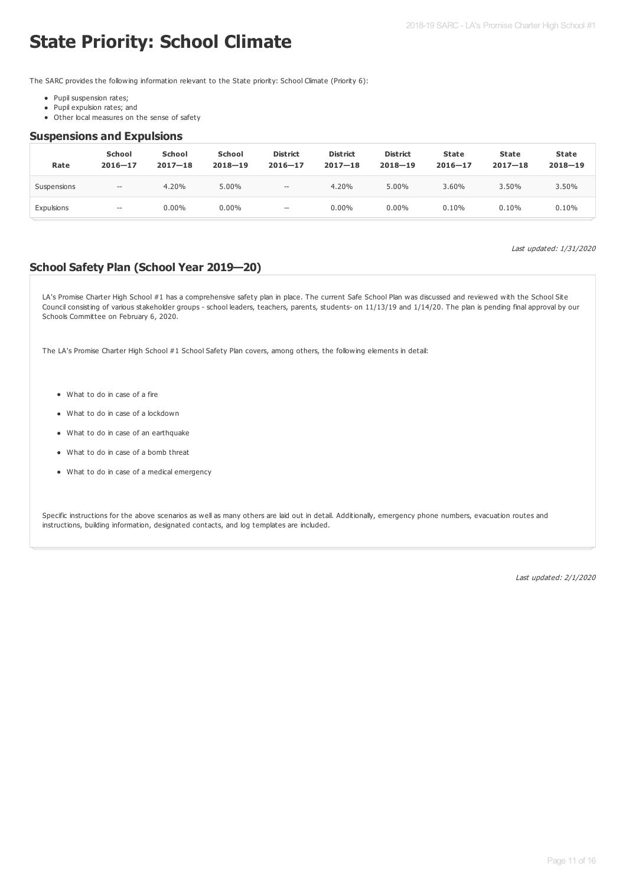# State Priority: School Climate

The SARC provides the following information relevant to the State priority: School Climate (Priority 6):

- Pupil suspension rates;
- Pupil expulsion rates; and
- Other local measures on the sense of safety

## Suspensions and Expulsions

| Rate | School 2016—17 | School 2017—18 | School 2018—19 | District 2016—17 | District 2017—18 | District 2018—19 | State 2016—17 | State 2017—18 | State 2018—19 |
|---|---|---|---|---|---|---|---|---|---|
| Suspensions | -- | 4.20% | 5.00% | -- | 4.20% | 5.00% | 3.60% | 3.50% | 3.50% |
| Expulsions | -- | 0.00% | 0.00% | -- | 0.00% | 0.00% | 0.10% | 0.10% | 0.10% |

*Last updated: 1/31/2020*

## School Safety Plan (School Year 2019—20)

LA's Promise Charter High School #1 has a comprehensive safety plan in place. The current Safe School Plan was discussed and reviewed with the School Site Council consisting of various stakeholder groups - school leaders, teachers, parents, students- on 11/13/19 and 1/14/20. The plan is pending final approval by our Schools Committee on February 6, 2020.

The LA's Promise Charter High School #1 School Safety Plan covers, among others, the following elements in detail:

- What to do in case of a fire
- What to do in case of a lockdown
- What to do in case of an earthquake
- What to do in case of a bomb threat
- What to do in case of a medical emergency

Specific instructions for the above scenarios as well as many others are laid out in detail. Additionally, emergency phone numbers, evacuation routes and instructions, building information, designated contacts, and log templates are included.

*Last updated: 2/1/2020*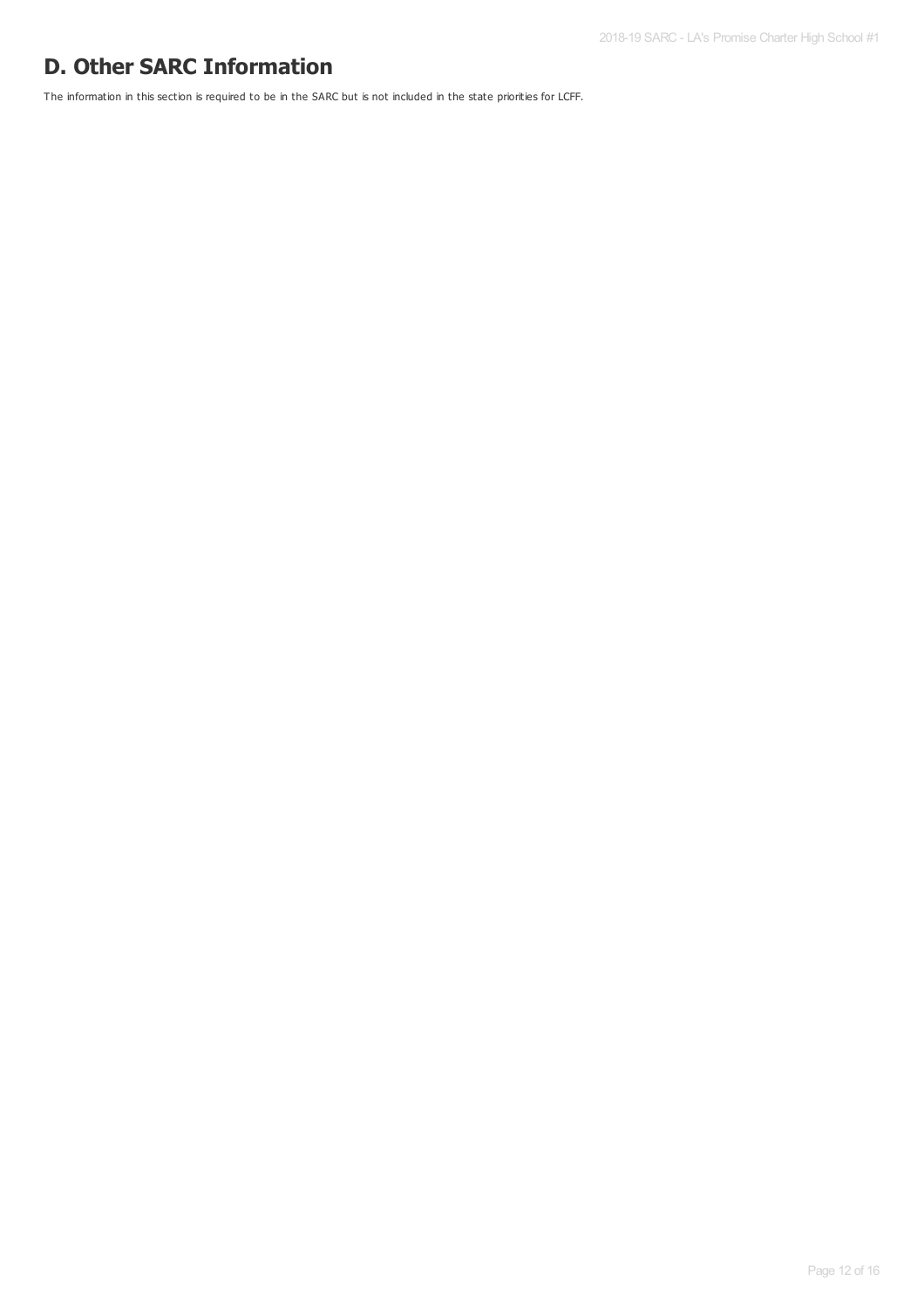# D. Other SARC Information

The information in this section is required to be in the SARC but is not included in the state priorities for LCFF.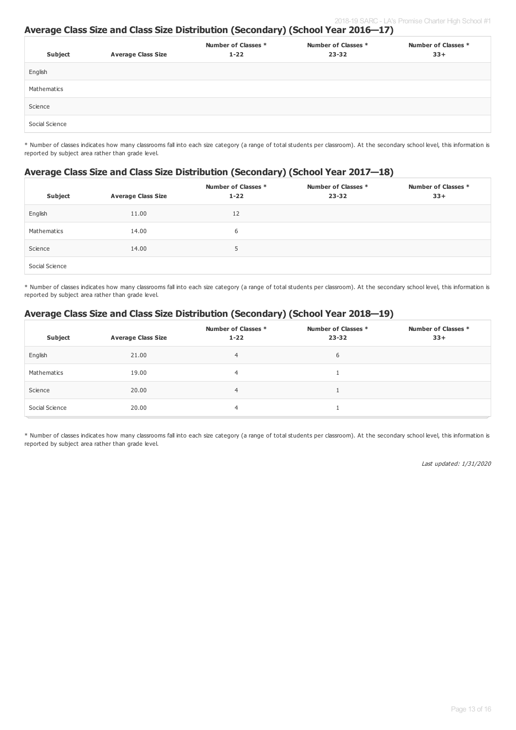## Average Class Size and Class Size Distribution (Secondary) (School Year 2016—17)

| Subject | Average Class Size | Number of Classes * 1-22 | Number of Classes * 23-32 | Number of Classes * 33+ |
|---|---|---|---|---|
| English | | | | |
| Mathematics | | | | |
| Science | | | | |
| Social Science | | | | |

* Number of classes indicates how many classrooms fall into each size category (a range of total students per classroom). At the secondary school level, this information is reported by subject area rather than grade level.

## Average Class Size and Class Size Distribution (Secondary) (School Year 2017—18)

| Subject | Average Class Size | Number of Classes * 1-22 | Number of Classes * 23-32 | Number of Classes * 33+ |
|---|---|---|---|---|
| English | 11.00 | 12 | | |
| Mathematics | 14.00 | 6 | | |
| Science | 14.00 | 5 | | |
| Social Science | | | | |

* Number of classes indicates how many classrooms fall into each size category (a range of total students per classroom). At the secondary school level, this information is reported by subject area rather than grade level.

## Average Class Size and Class Size Distribution (Secondary) (School Year 2018—19)

| Subject | Average Class Size | Number of Classes * 1-22 | Number of Classes * 23-32 | Number of Classes * 33+ |
|---|---|---|---|---|
| English | 21.00 | 4 | 6 | |
| Mathematics | 19.00 | 4 | 1 | |
| Science | 20.00 | 4 | 1 | |
| Social Science | 20.00 | 4 | 1 | |

* Number of classes indicates how many classrooms fall into each size category (a range of total students per classroom). At the secondary school level, this information is reported by subject area rather than grade level.

*Last updated: 1/31/2020*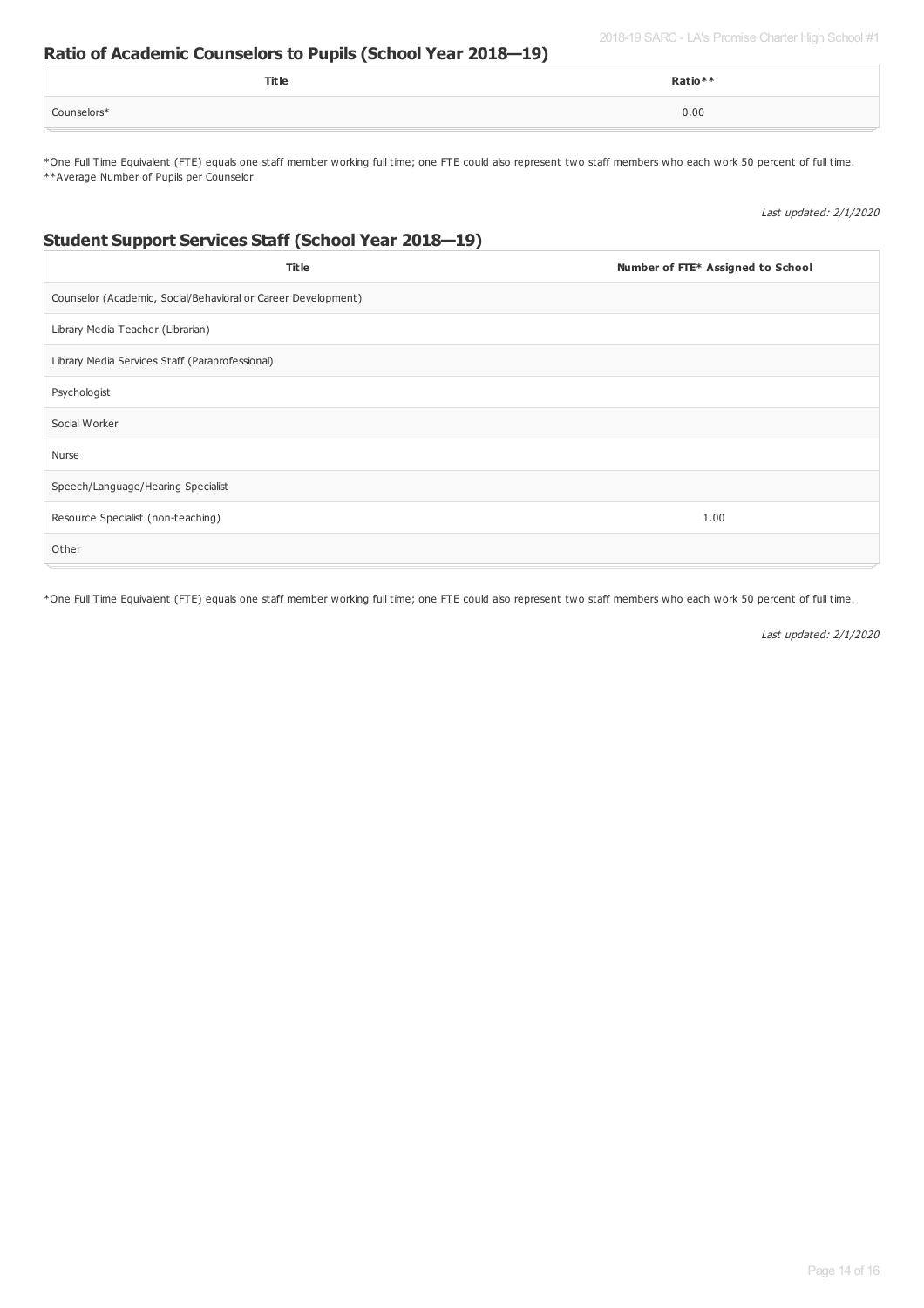## Ratio of Academic Counselors to Pupils (School Year 2018—19)

| Title | Ratio** |
|---|---|
| Counselors* | 0.00 |

*One Full Time Equivalent (FTE) equals one staff member working full time; one FTE could also represent two staff members who each work 50 percent of full time.
**Average Number of Pupils per Counselor

*Last updated: 2/1/2020*

## Student Support Services Staff (School Year 2018—19)

| Title | Number of FTE* Assigned to School |
|---|---|
| Counselor (Academic, Social/Behavioral or Career Development) | |
| Library Media Teacher (Librarian) | |
| Library Media Services Staff (Paraprofessional) | |
| Psychologist | |
| Social Worker | |
| Nurse | |
| Speech/Language/Hearing Specialist | |
| Resource Specialist (non-teaching) | 1.00 |
| Other | |

*One Full Time Equivalent (FTE) equals one staff member working full time; one FTE could also represent two staff members who each work 50 percent of full time.

*Last updated: 2/1/2020*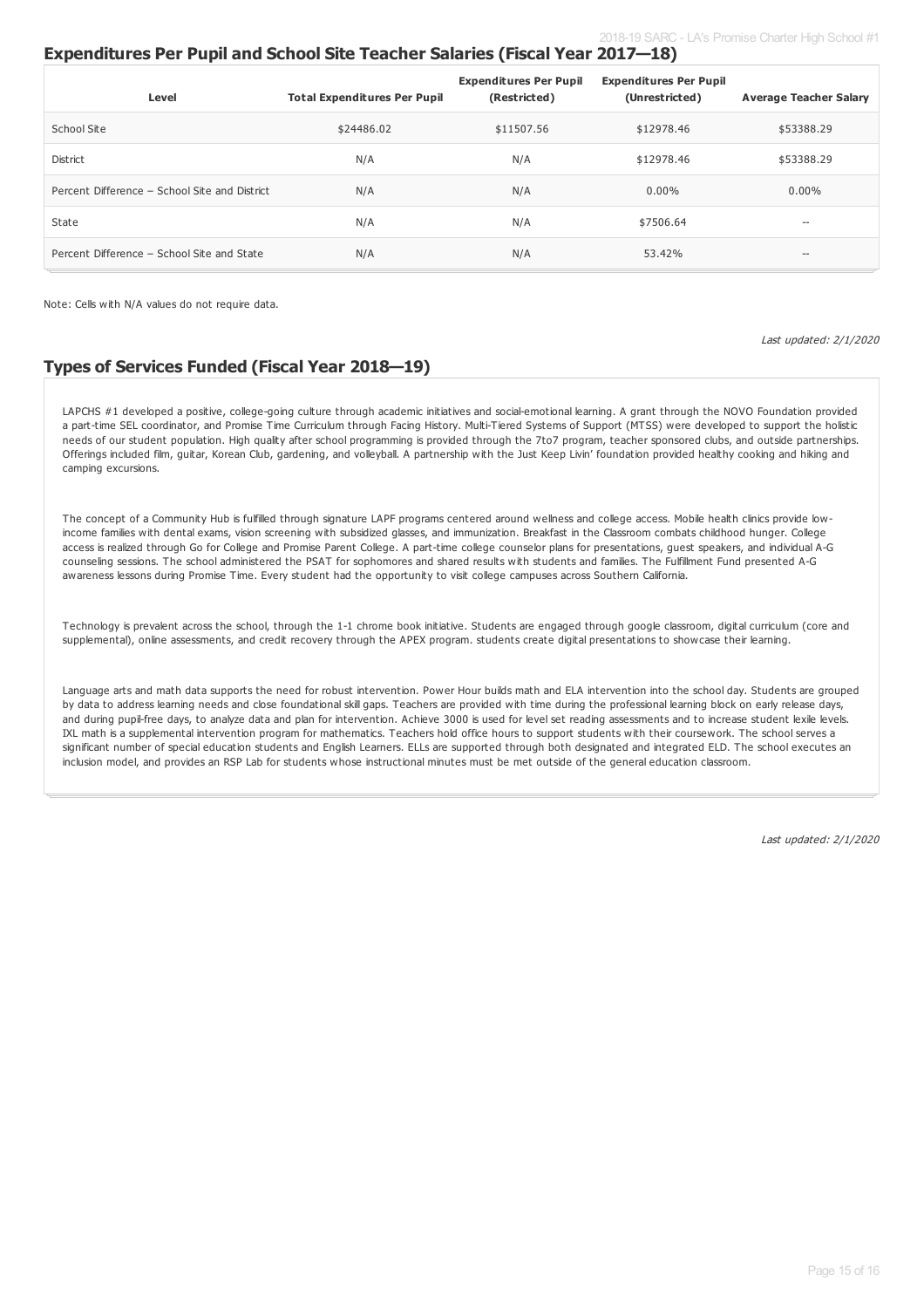## Expenditures Per Pupil and School Site Teacher Salaries (Fiscal Year 2017—18)

| Level | Total Expenditures Per Pupil | Expenditures Per Pupil (Restricted) | Expenditures Per Pupil (Unrestricted) | Average Teacher Salary |
|---|---|---|---|---|
| School Site | $24486.02 | $11507.56 | $12978.46 | $53388.29 |
| District | N/A | N/A | $12978.46 | $53388.29 |
| Percent Difference – School Site and District | N/A | N/A | 0.00% | 0.00% |
| State | N/A | N/A | $7506.64 | -- |
| Percent Difference – School Site and State | N/A | N/A | 53.42% | -- |

Note: Cells with N/A values do not require data.

*Last updated: 2/1/2020*

## Types of Services Funded (Fiscal Year 2018—19)

LAPCHS #1 developed a positive, college-going culture through academic initiatives and social-emotional learning. A grant through the NOVO Foundation provided a part-time SEL coordinator, and Promise Time Curriculum through Facing History. Multi-Tiered Systems of Support (MTSS) were developed to support the holistic needs of our student population. High quality after school programming is provided through the 7to7 program, teacher sponsored clubs, and outside partnerships. Offerings included film, guitar, Korean Club, gardening, and volleyball. A partnership with the Just Keep Livin' foundation provided healthy cooking and hiking and camping excursions.

The concept of a Community Hub is fulfilled through signature LAPF programs centered around wellness and college access. Mobile health clinics provide low-income families with dental exams, vision screening with subsidized glasses, and immunization. Breakfast in the Classroom combats childhood hunger. College access is realized through Go for College and Promise Parent College. A part-time college counselor plans for presentations, guest speakers, and individual A-G counseling sessions. The school administered the PSAT for sophomores and shared results with students and families. The Fulfillment Fund presented A-G awareness lessons during Promise Time. Every student had the opportunity to visit college campuses across Southern California.

Technology is prevalent across the school, through the 1-1 chrome book initiative. Students are engaged through google classroom, digital curriculum (core and supplemental), online assessments, and credit recovery through the APEX program. students create digital presentations to showcase their learning.

Language arts and math data supports the need for robust intervention. Power Hour builds math and ELA intervention into the school day. Students are grouped by data to address learning needs and close foundational skill gaps. Teachers are provided with time during the professional learning block on early release days, and during pupil-free days, to analyze data and plan for intervention. Achieve 3000 is used for level set reading assessments and to increase student lexile levels. IXL math is a supplemental intervention program for mathematics. Teachers hold office hours to support students with their coursework. The school serves a significant number of special education students and English Learners. ELLs are supported through both designated and integrated ELD. The school executes an inclusion model, and provides an RSP Lab for students whose instructional minutes must be met outside of the general education classroom.

*Last updated: 2/1/2020*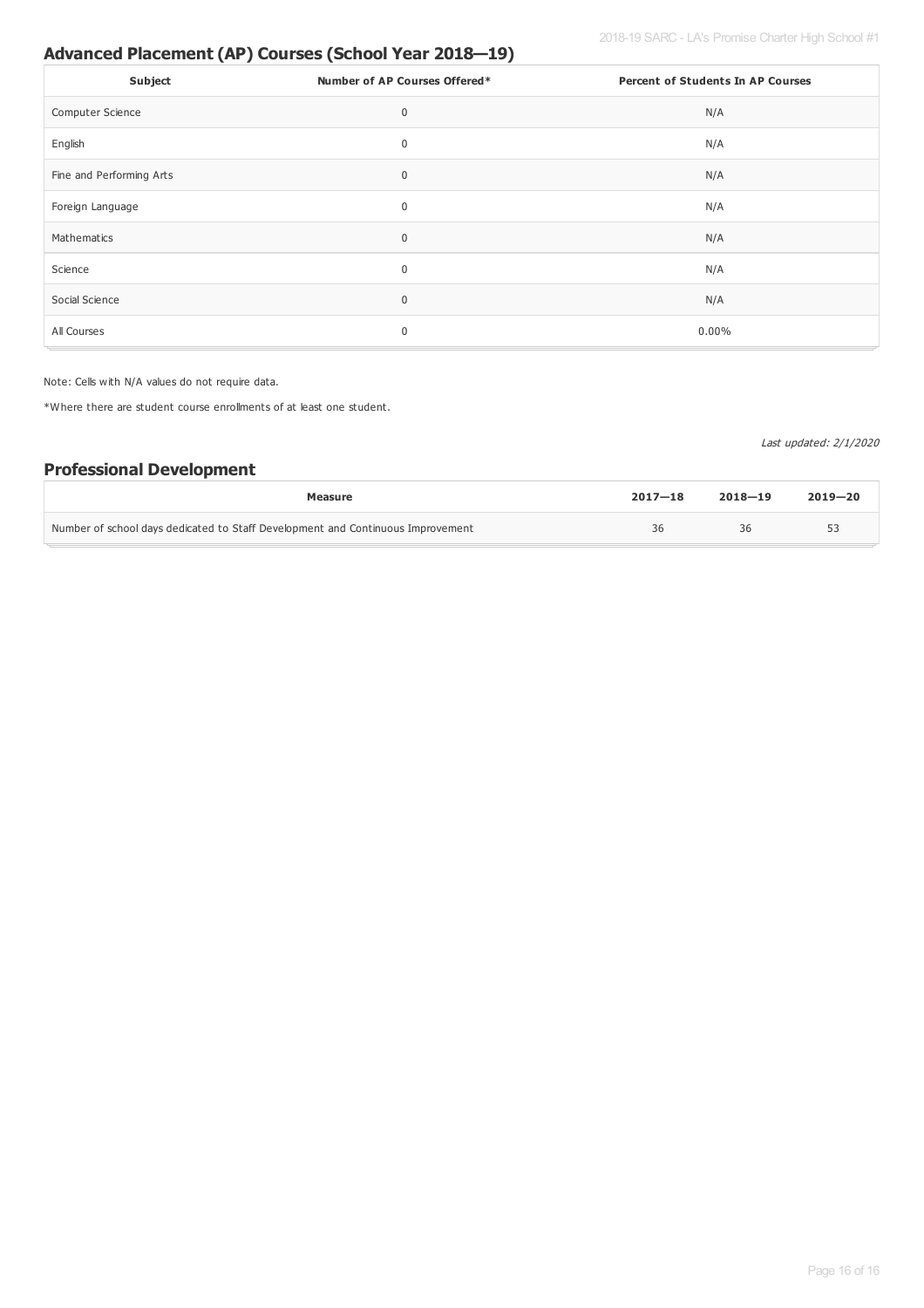## Advanced Placement (AP) Courses (School Year 2018—19)

| Subject | Number of AP Courses Offered* | Percent of Students In AP Courses |
| --- | --- | --- |
| Computer Science | 0 | N/A |
| English | 0 | N/A |
| Fine and Performing Arts | 0 | N/A |
| Foreign Language | 0 | N/A |
| Mathematics | 0 | N/A |
| Science | 0 | N/A |
| Social Science | 0 | N/A |
| All Courses | 0 | 0.00% |

Note: Cells with N/A values do not require data.

*Where there are student course enrollments of at least one student.

*Last updated: 2/1/2020*

## Professional Development

| Measure | 2017—18 | 2018—19 | 2019—20 |
| --- | --- | --- | --- |
| Number of school days dedicated to Staff Development and Continuous Improvement | 36 | 36 | 53 |